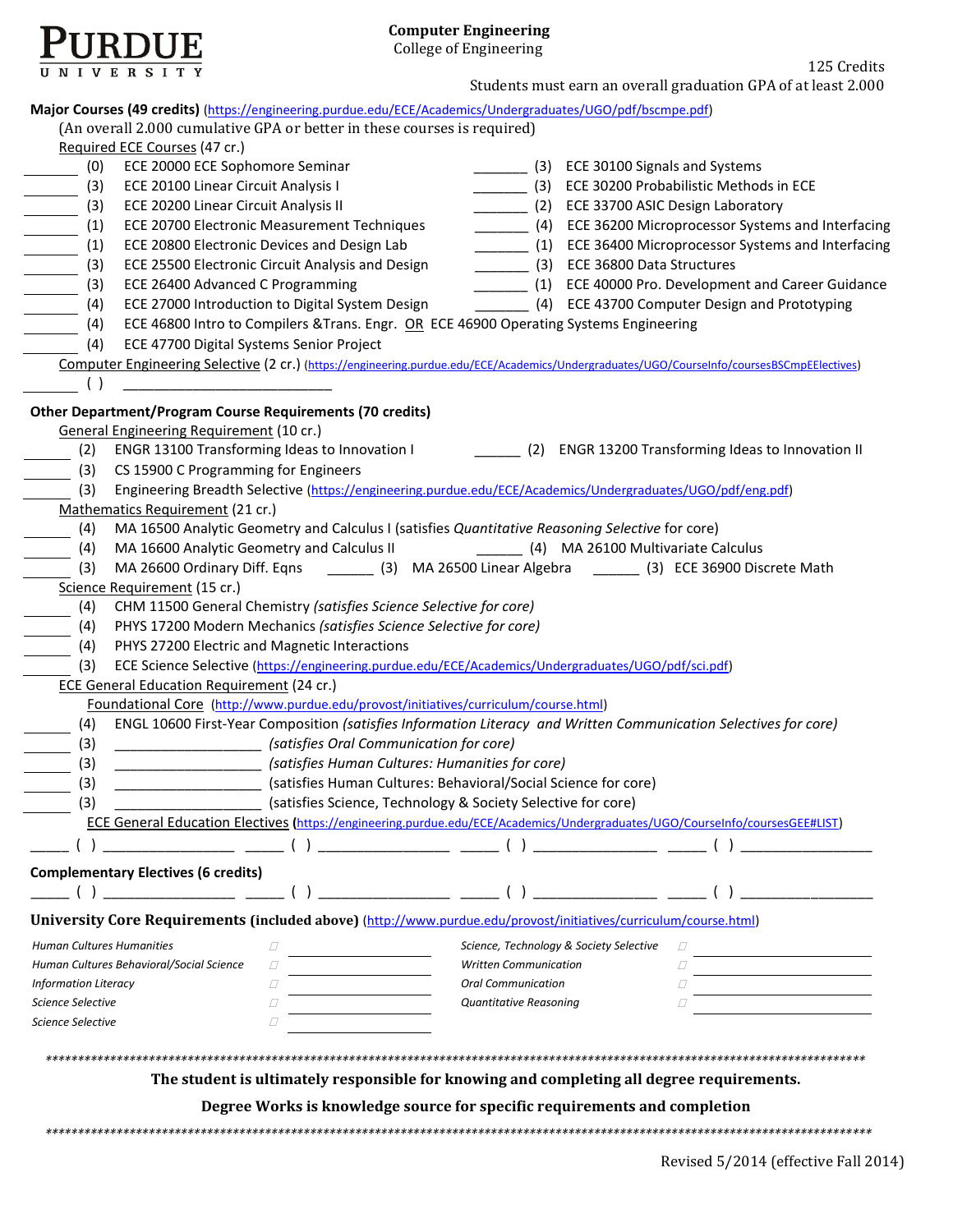**PURDUE UNIVERSITY**

# Computer Engineering

College of Engineering

125 Credits

Students must earn an overall graduation GPA of at least 2.000

## Major Courses (49 credits) (https://engineering.purdue.edu/ECE/Academics/Undergraduates/UGO/pdf/bscmpe.pdf)

(An overall 2.000 cumulative GPA or better in these courses is required)

Required ECE Courses (47 cr.)

- ______ (0) ECE 20000 ECE Sophomore Seminar
- ______ (3) ECE 20100 Linear Circuit Analysis I
- ______ (3) ECE 20200 Linear Circuit Analysis II
- ______ (1) ECE 20700 Electronic Measurement Techniques
- ______ (1) ECE 20800 Electronic Devices and Design Lab
- ______ (3) ECE 25500 Electronic Circuit Analysis and Design
- ______ (3) ECE 26400 Advanced C Programming
- ______ (4) ECE 27000 Introduction to Digital System Design
- ______ (3) ECE 30100 Signals and Systems
- ______ (3) ECE 30200 Probabilistic Methods in ECE
- ______ (2) ECE 33700 ASIC Design Laboratory
- ______ (4) ECE 36200 Microprocessor Systems and Interfacing
- ______ (1) ECE 36400 Microprocessor Systems and Interfacing
- ______ (3) ECE 36800 Data Structures
- ______ (1) ECE 40000 Pro. Development and Career Guidance
- ______ (4) ECE 43700 Computer Design and Prototyping
- ______ (4) ECE 46800 Intro to Compilers &Trans. Engr. OR ECE 46900 Operating Systems Engineering
- ______ (4) ECE 47700 Digital Systems Senior Project

Computer Engineering Selective (2 cr.) (https://engineering.purdue.edu/ECE/Academics/Undergraduates/UGO/CourseInfo/coursesBSCmpEElectives)

- ______ ( ) ______________________

## Other Department/Program Course Requirements (70 credits)

General Engineering Requirement (10 cr.)

- ______ (2) ENGR 13100 Transforming Ideas to Innovation I
- ______ (2) ENGR 13200 Transforming Ideas to Innovation II
- ______ (3) CS 15900 C Programming for Engineers
- ______ (3) Engineering Breadth Selective (https://engineering.purdue.edu/ECE/Academics/Undergraduates/UGO/pdf/eng.pdf)

Mathematics Requirement (21 cr.)

- ______ (4) MA 16500 Analytic Geometry and Calculus I (satisfies *Quantitative Reasoning Selective* for core)
- ______ (4) MA 16600 Analytic Geometry and Calculus II
- ______ (4) MA 26100 Multivariate Calculus
- ______ (3) MA 26600 Ordinary Diff. Eqns
- ______ (3) MA 26500 Linear Algebra
- ______ (3) ECE 36900 Discrete Math

Science Requirement (15 cr.)

- ______ (4) CHM 11500 General Chemistry *(satisfies Science Selective for core)*
- ______ (4) PHYS 17200 Modern Mechanics *(satisfies Science Selective for core)*
- ______ (4) PHYS 27200 Electric and Magnetic Interactions
- ______ (3) ECE Science Selective (https://engineering.purdue.edu/ECE/Academics/Undergraduates/UGO/pdf/sci.pdf)

ECE General Education Requirement (24 cr.)

Foundational Core (http://www.purdue.edu/provost/initiatives/curriculum/course.html)

- ______ (4) ENGL 10600 First-Year Composition *(satisfies Information Literacy and Written Communication Selectives for core)*
- ______ (3) ________________ *(satisfies Oral Communication for core)*
- ______ (3) ________________ *(satisfies Human Cultures: Humanities for core)*
- ______ (3) ________________ (satisfies Human Cultures: Behavioral/Social Science for core)
- ______ (3) ________________ (satisfies Science, Technology & Society Selective for core)

ECE General Education Electives (https://engineering.purdue.edu/ECE/Academics/Undergraduates/UGO/CourseInfo/coursesGEE#LIST)

_____ ( ) ______________ _____ ( ) ______________ _____ ( ) ______________ _____ ( ) ______________

## Complementary Electives (6 credits)

_____ ( ) ______________ _____ ( ) ______________ _____ ( ) ______________ _____ ( ) ______________

## University Core Requirements (included above) (http://www.purdue.edu/provost/initiatives/curriculum/course.html)

| Requirement | ☐ | Course | Requirement | ☐ | Course |
|---|---|---|---|---|---|
| *Human Cultures Humanities* | ☐ | ______ | *Science, Technology & Society Selective* | ☐ | ______ |
| *Human Cultures Behavioral/Social Science* | ☐ | ______ | *Written Communication* | ☐ | ______ |
| *Information Literacy* | ☐ | ______ | *Oral Communication* | ☐ | ______ |
| *Science Selective* | ☐ | ______ | *Quantitative Reasoning* | ☐ | ______ |
| *Science Selective* | ☐ | ______ | | | |

**The student is ultimately responsible for knowing and completing all degree requirements.**

**Degree Works is knowledge source for specific requirements and completion**

Revised 5/2014 (effective Fall 2014)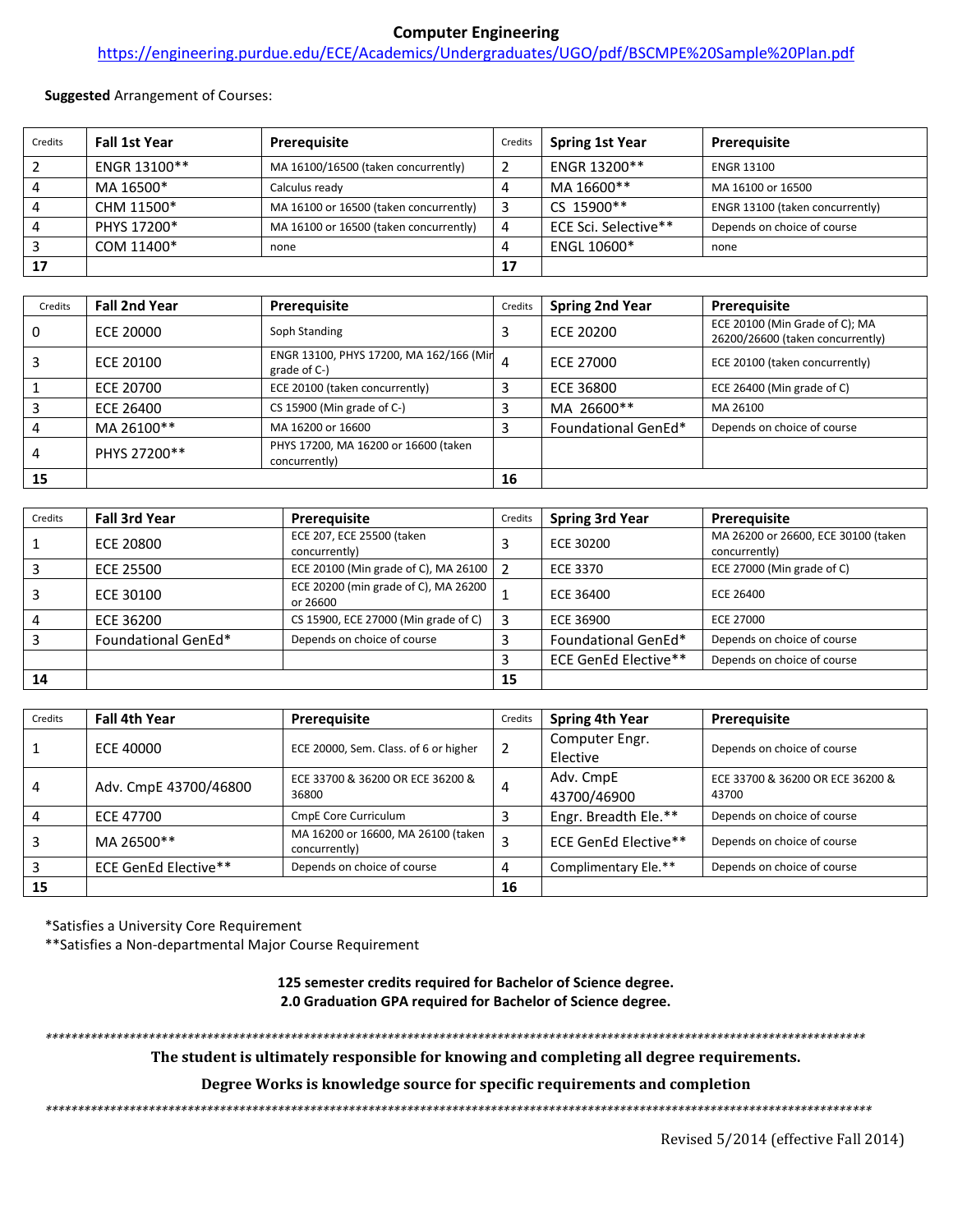**Computer Engineering**

https://engineering.purdue.edu/ECE/Academics/Undergraduates/UGO/pdf/BSCMPE%20Sample%20Plan.pdf

**Suggested** Arrangement of Courses:

| Credits | Fall 1st Year | Prerequisite | Credits | Spring 1st Year | Prerequisite |
|---|---|---|---|---|---|
| 2 | ENGR 13100** | MA 16100/16500 (taken concurrently) | 2 | ENGR 13200** | ENGR 13100 |
| 4 | MA 16500* | Calculus ready | 4 | MA 16600** | MA 16100 or 16500 |
| 4 | CHM 11500* | MA 16100 or 16500 (taken concurrently) | 3 | CS 15900** | ENGR 13100 (taken concurrently) |
| 4 | PHYS 17200* | MA 16100 or 16500 (taken concurrently) | 4 | ECE Sci. Selective** | Depends on choice of course |
| 3 | COM 11400* | none | 4 | ENGL 10600* | none |
| **17** | | | **17** | | |

| Credits | Fall 2nd Year | Prerequisite | Credits | Spring 2nd Year | Prerequisite |
|---|---|---|---|---|---|
| 0 | ECE 20000 | Soph Standing | 3 | ECE 20200 | ECE 20100 (Min Grade of C); MA 26200/26600 (taken concurrently) |
| 3 | ECE 20100 | ENGR 13100, PHYS 17200, MA 162/166 (Min grade of C-) | 4 | ECE 27000 | ECE 20100 (taken concurrently) |
| 1 | ECE 20700 | ECE 20100 (taken concurrently) | 3 | ECE 36800 | ECE 26400 (Min grade of C) |
| 3 | ECE 26400 | CS 15900 (Min grade of C-) | 3 | MA 26600** | MA 26100 |
| 4 | MA 26100** | MA 16200 or 16600 | 3 | Foundational GenEd* | Depends on choice of course |
| 4 | PHYS 27200** | PHYS 17200, MA 16200 or 16600 (taken concurrently) | | | |
| **15** | | | **16** | | |

| Credits | Fall 3rd Year | Prerequisite | Credits | Spring 3rd Year | Prerequisite |
|---|---|---|---|---|---|
| 1 | ECE 20800 | ECE 207, ECE 25500 (taken concurrently) | 3 | ECE 30200 | MA 26200 or 26600, ECE 30100 (taken concurrently) |
| 3 | ECE 25500 | ECE 20100 (Min grade of C), MA 26100 | 2 | ECE 3370 | ECE 27000 (Min grade of C) |
| 3 | ECE 30100 | ECE 20200 (min grade of C), MA 26200 or 26600 | 1 | ECE 36400 | ECE 26400 |
| 4 | ECE 36200 | CS 15900, ECE 27000 (Min grade of C) | 3 | ECE 36900 | ECE 27000 |
| 3 | Foundational GenEd* | Depends on choice of course | 3 | Foundational GenEd* | Depends on choice of course |
| | | | 3 | ECE GenEd Elective** | Depends on choice of course |
| **14** | | | **15** | | |

| Credits | Fall 4th Year | Prerequisite | Credits | Spring 4th Year | Prerequisite |
|---|---|---|---|---|---|
| 1 | ECE 40000 | ECE 20000, Sem. Class. of 6 or higher | 2 | Computer Engr. Elective | Depends on choice of course |
| 4 | Adv. CmpE 43700/46800 | ECE 33700 & 36200 OR ECE 36200 & 36800 | 4 | Adv. CmpE 43700/46900 | ECE 33700 & 36200 OR ECE 36200 & 43700 |
| 4 | ECE 47700 | CmpE Core Curriculum | 3 | Engr. Breadth Ele.** | Depends on choice of course |
| 3 | MA 26500** | MA 16200 or 16600, MA 26100 (taken concurrently) | 3 | ECE GenEd Elective** | Depends on choice of course |
| 3 | ECE GenEd Elective** | Depends on choice of course | 4 | Complimentary Ele.** | Depends on choice of course |
| **15** | | | **16** | | |

*Satisfies a University Core Requirement

**Satisfies a Non-departmental Major Course Requirement

**125 semester credits required for Bachelor of Science degree.**

**2.0 Graduation GPA required for Bachelor of Science degree.**

*************************************************************************************************************************

**The student is ultimately responsible for knowing and completing all degree requirements.**

**Degree Works is knowledge source for specific requirements and completion**

*************************************************************************************************************************

Revised 5/2014 (effective Fall 2014)